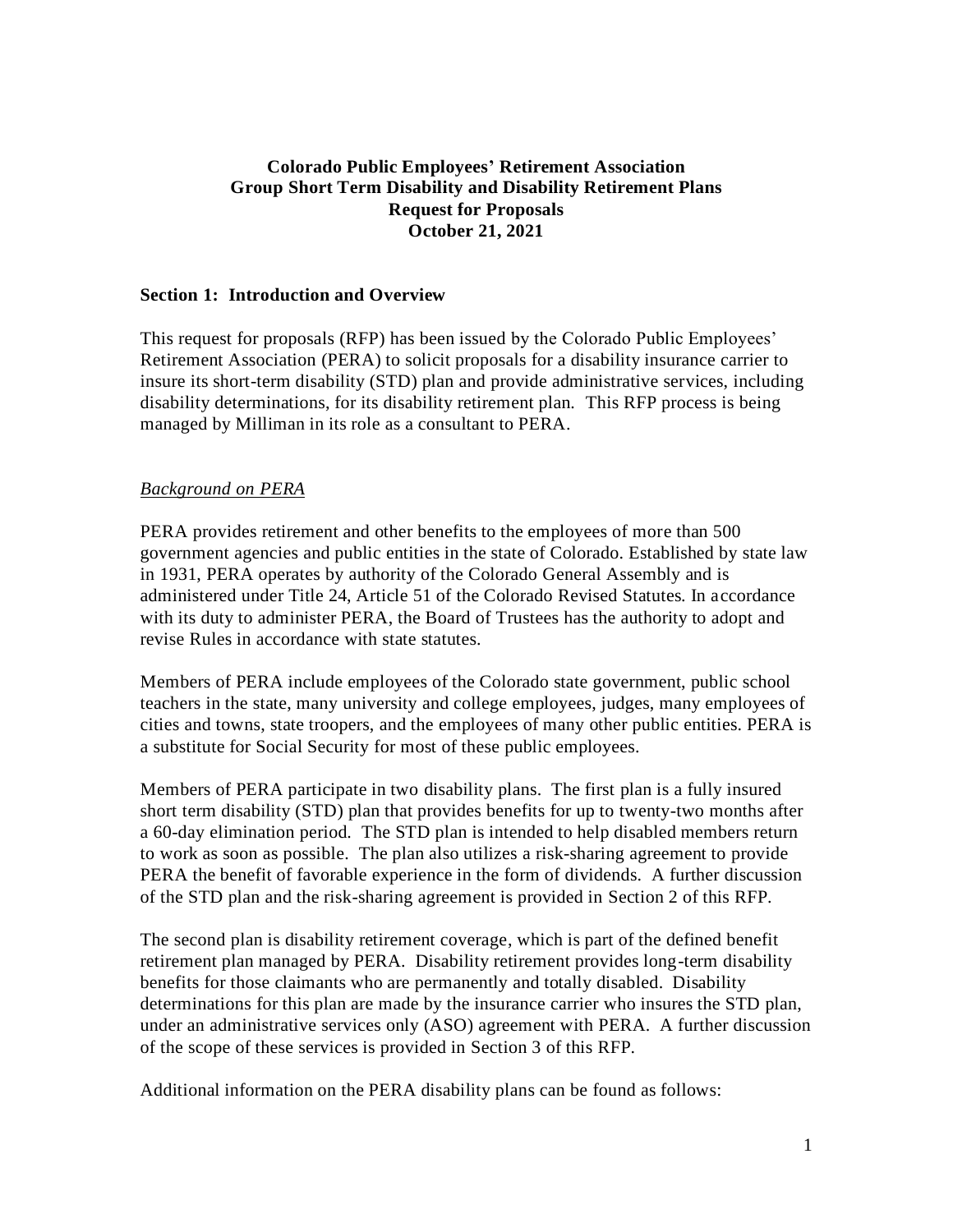# Colorado Public Employees' Retirement Association
## Group Short Term Disability and Disability Retirement Plans
## Request for Proposals
## October 21, 2021

### Section 1: Introduction and Overview

This request for proposals (RFP) has been issued by the Colorado Public Employees' Retirement Association (PERA) to solicit proposals for a disability insurance carrier to insure its short-term disability (STD) plan and provide administrative services, including disability determinations, for its disability retirement plan. This RFP process is being managed by Milliman in its role as a consultant to PERA.

#### *Background on PERA*

PERA provides retirement and other benefits to the employees of more than 500 government agencies and public entities in the state of Colorado. Established by state law in 1931, PERA operates by authority of the Colorado General Assembly and is administered under Title 24, Article 51 of the Colorado Revised Statutes. In accordance with its duty to administer PERA, the Board of Trustees has the authority to adopt and revise Rules in accordance with state statutes.

Members of PERA include employees of the Colorado state government, public school teachers in the state, many university and college employees, judges, many employees of cities and towns, state troopers, and the employees of many other public entities. PERA is a substitute for Social Security for most of these public employees.

Members of PERA participate in two disability plans. The first plan is a fully insured short term disability (STD) plan that provides benefits for up to twenty-two months after a 60-day elimination period. The STD plan is intended to help disabled members return to work as soon as possible. The plan also utilizes a risk-sharing agreement to provide PERA the benefit of favorable experience in the form of dividends. A further discussion of the STD plan and the risk-sharing agreement is provided in Section 2 of this RFP.

The second plan is disability retirement coverage, which is part of the defined benefit retirement plan managed by PERA. Disability retirement provides long-term disability benefits for those claimants who are permanently and totally disabled. Disability determinations for this plan are made by the insurance carrier who insures the STD plan, under an administrative services only (ASO) agreement with PERA. A further discussion of the scope of these services is provided in Section 3 of this RFP.

Additional information on the PERA disability plans can be found as follows: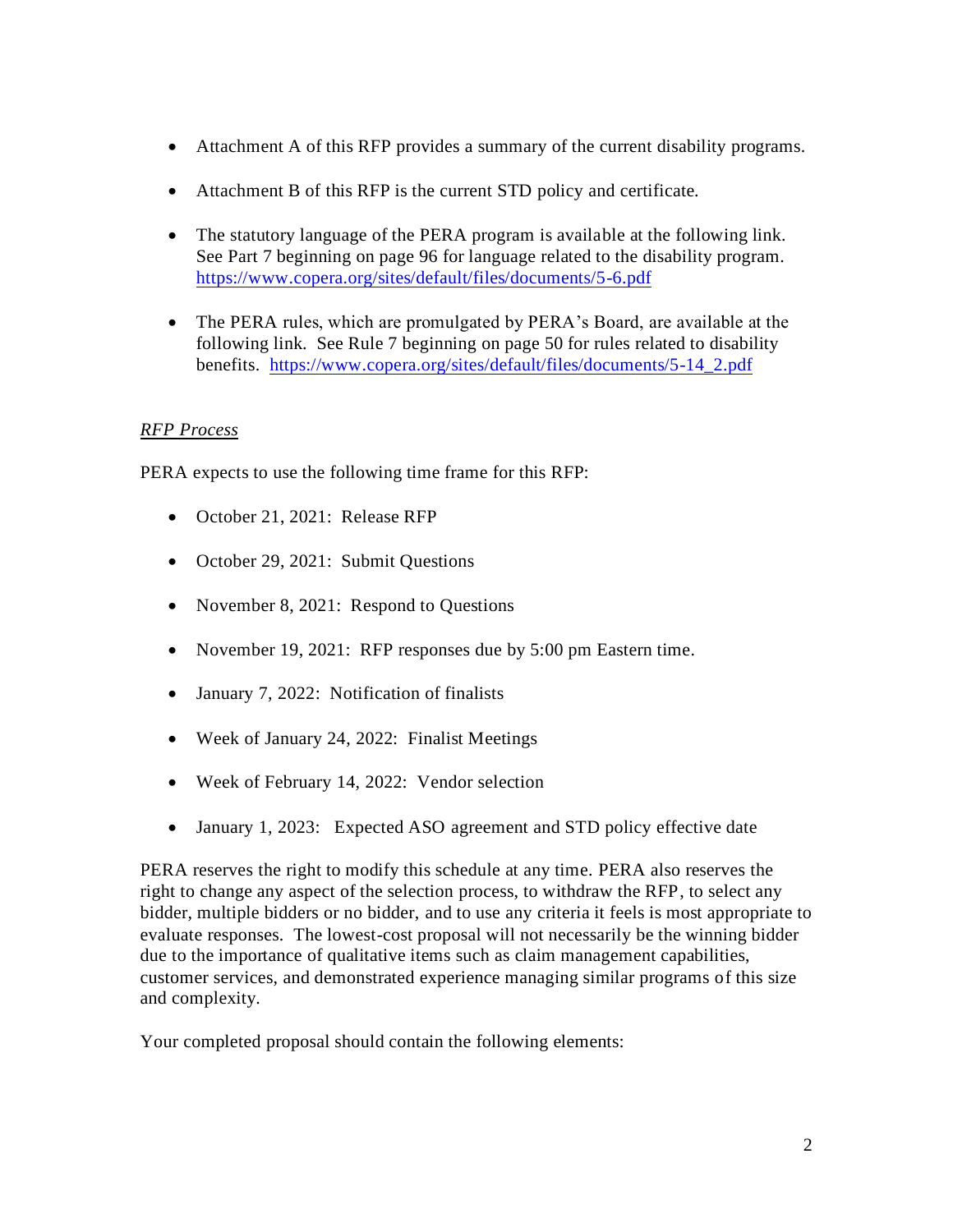- Attachment A of this RFP provides a summary of the current disability programs.
- Attachment B of this RFP is the current STD policy and certificate.
- The statutory language of the PERA program is available at the following link. See Part 7 beginning on page 96 for language related to the disability program. https://www.copera.org/sites/default/files/documents/5-6.pdf
- The PERA rules, which are promulgated by PERA's Board, are available at the following link. See Rule 7 beginning on page 50 for rules related to disability benefits. https://www.copera.org/sites/default/files/documents/5-14_2.pdf

*RFP Process*

PERA expects to use the following time frame for this RFP:

- October 21, 2021: Release RFP
- October 29, 2021: Submit Questions
- November 8, 2021: Respond to Questions
- November 19, 2021: RFP responses due by 5:00 pm Eastern time.
- January 7, 2022: Notification of finalists
- Week of January 24, 2022: Finalist Meetings
- Week of February 14, 2022: Vendor selection
- January 1, 2023: Expected ASO agreement and STD policy effective date

PERA reserves the right to modify this schedule at any time. PERA also reserves the right to change any aspect of the selection process, to withdraw the RFP, to select any bidder, multiple bidders or no bidder, and to use any criteria it feels is most appropriate to evaluate responses. The lowest-cost proposal will not necessarily be the winning bidder due to the importance of qualitative items such as claim management capabilities, customer services, and demonstrated experience managing similar programs of this size and complexity.

Your completed proposal should contain the following elements: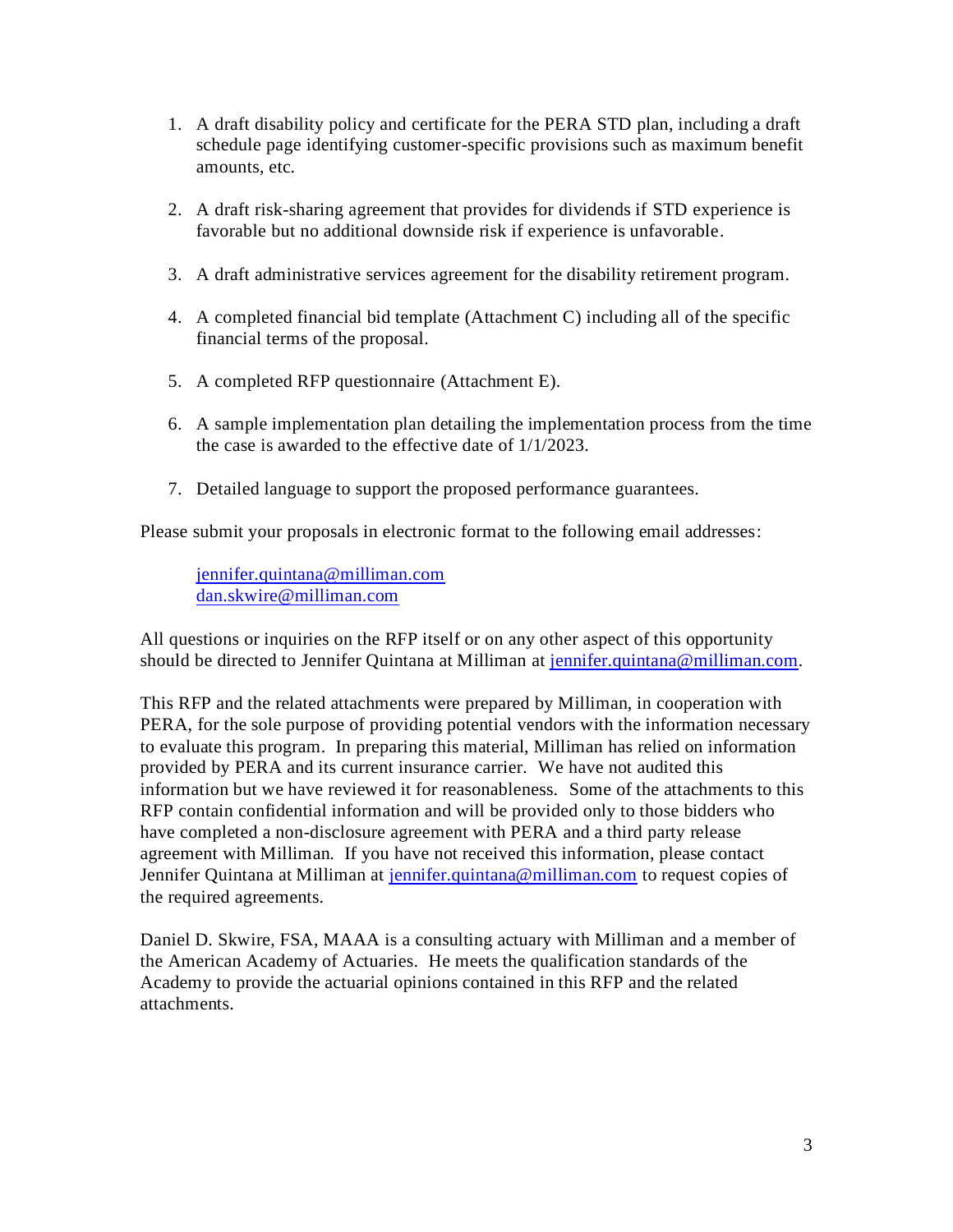1. A draft disability policy and certificate for the PERA STD plan, including a draft schedule page identifying customer-specific provisions such as maximum benefit amounts, etc.

2. A draft risk-sharing agreement that provides for dividends if STD experience is favorable but no additional downside risk if experience is unfavorable.

3. A draft administrative services agreement for the disability retirement program.

4. A completed financial bid template (Attachment C) including all of the specific financial terms of the proposal.

5. A completed RFP questionnaire (Attachment E).

6. A sample implementation plan detailing the implementation process from the time the case is awarded to the effective date of 1/1/2023.

7. Detailed language to support the proposed performance guarantees.

Please submit your proposals in electronic format to the following email addresses:

jennifer.quintana@milliman.com
dan.skwire@milliman.com

All questions or inquiries on the RFP itself or on any other aspect of this opportunity should be directed to Jennifer Quintana at Milliman at jennifer.quintana@milliman.com.

This RFP and the related attachments were prepared by Milliman, in cooperation with PERA, for the sole purpose of providing potential vendors with the information necessary to evaluate this program. In preparing this material, Milliman has relied on information provided by PERA and its current insurance carrier. We have not audited this information but we have reviewed it for reasonableness. Some of the attachments to this RFP contain confidential information and will be provided only to those bidders who have completed a non-disclosure agreement with PERA and a third party release agreement with Milliman. If you have not received this information, please contact Jennifer Quintana at Milliman at jennifer.quintana@milliman.com to request copies of the required agreements.

Daniel D. Skwire, FSA, MAAA is a consulting actuary with Milliman and a member of the American Academy of Actuaries. He meets the qualification standards of the Academy to provide the actuarial opinions contained in this RFP and the related attachments.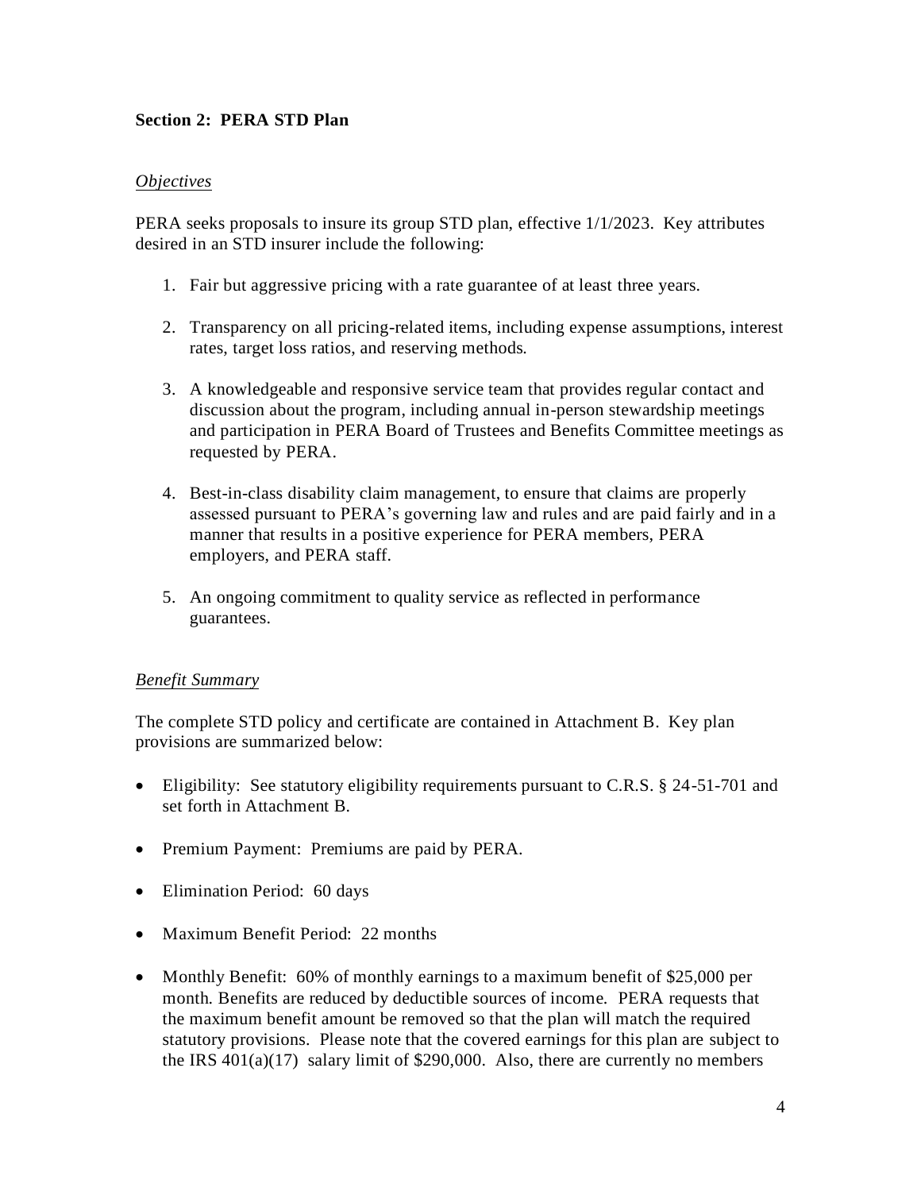**Section 2: PERA STD Plan**

*Objectives*

PERA seeks proposals to insure its group STD plan, effective 1/1/2023. Key attributes desired in an STD insurer include the following:

1. Fair but aggressive pricing with a rate guarantee of at least three years.

2. Transparency on all pricing-related items, including expense assumptions, interest rates, target loss ratios, and reserving methods.

3. A knowledgeable and responsive service team that provides regular contact and discussion about the program, including annual in-person stewardship meetings and participation in PERA Board of Trustees and Benefits Committee meetings as requested by PERA.

4. Best-in-class disability claim management, to ensure that claims are properly assessed pursuant to PERA's governing law and rules and are paid fairly and in a manner that results in a positive experience for PERA members, PERA employers, and PERA staff.

5. An ongoing commitment to quality service as reflected in performance guarantees.

*Benefit Summary*

The complete STD policy and certificate are contained in Attachment B. Key plan provisions are summarized below:

- Eligibility: See statutory eligibility requirements pursuant to C.R.S. § 24-51-701 and set forth in Attachment B.

- Premium Payment: Premiums are paid by PERA.

- Elimination Period: 60 days

- Maximum Benefit Period: 22 months

- Monthly Benefit: 60% of monthly earnings to a maximum benefit of $25,000 per month. Benefits are reduced by deductible sources of income. PERA requests that the maximum benefit amount be removed so that the plan will match the required statutory provisions. Please note that the covered earnings for this plan are subject to the IRS 401(a)(17) salary limit of $290,000. Also, there are currently no members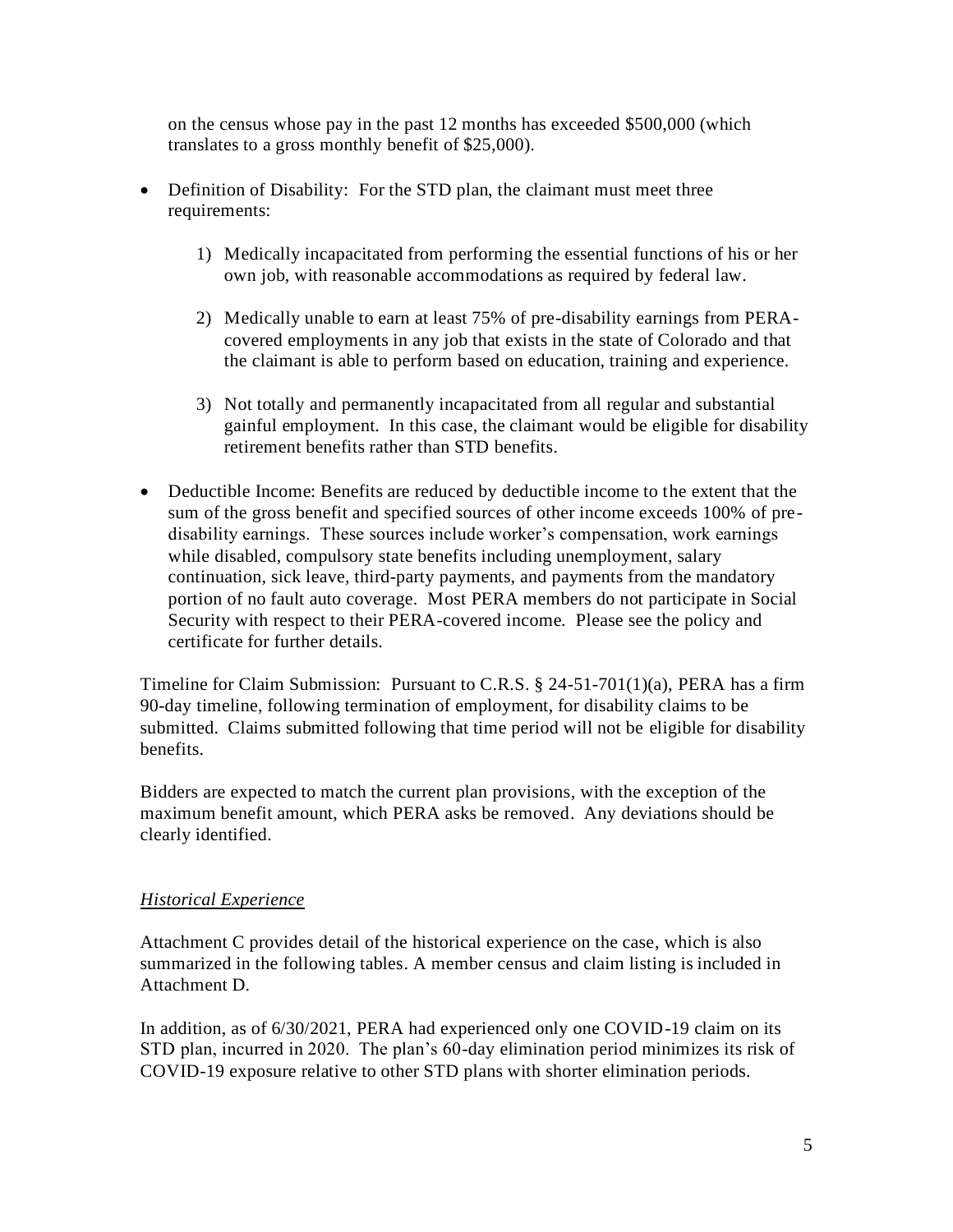on the census whose pay in the past 12 months has exceeded $500,000 (which translates to a gross monthly benefit of $25,000).

- Definition of Disability: For the STD plan, the claimant must meet three requirements:

  1) Medically incapacitated from performing the essential functions of his or her own job, with reasonable accommodations as required by federal law.

  2) Medically unable to earn at least 75% of pre-disability earnings from PERA-covered employments in any job that exists in the state of Colorado and that the claimant is able to perform based on education, training and experience.

  3) Not totally and permanently incapacitated from all regular and substantial gainful employment. In this case, the claimant would be eligible for disability retirement benefits rather than STD benefits.

- Deductible Income: Benefits are reduced by deductible income to the extent that the sum of the gross benefit and specified sources of other income exceeds 100% of pre-disability earnings. These sources include worker's compensation, work earnings while disabled, compulsory state benefits including unemployment, salary continuation, sick leave, third-party payments, and payments from the mandatory portion of no fault auto coverage. Most PERA members do not participate in Social Security with respect to their PERA-covered income. Please see the policy and certificate for further details.

Timeline for Claim Submission: Pursuant to C.R.S. § 24-51-701(1)(a), PERA has a firm 90-day timeline, following termination of employment, for disability claims to be submitted. Claims submitted following that time period will not be eligible for disability benefits.

Bidders are expected to match the current plan provisions, with the exception of the maximum benefit amount, which PERA asks be removed. Any deviations should be clearly identified.

*Historical Experience*

Attachment C provides detail of the historical experience on the case, which is also summarized in the following tables. A member census and claim listing is included in Attachment D.

In addition, as of 6/30/2021, PERA had experienced only one COVID-19 claim on its STD plan, incurred in 2020. The plan's 60-day elimination period minimizes its risk of COVID-19 exposure relative to other STD plans with shorter elimination periods.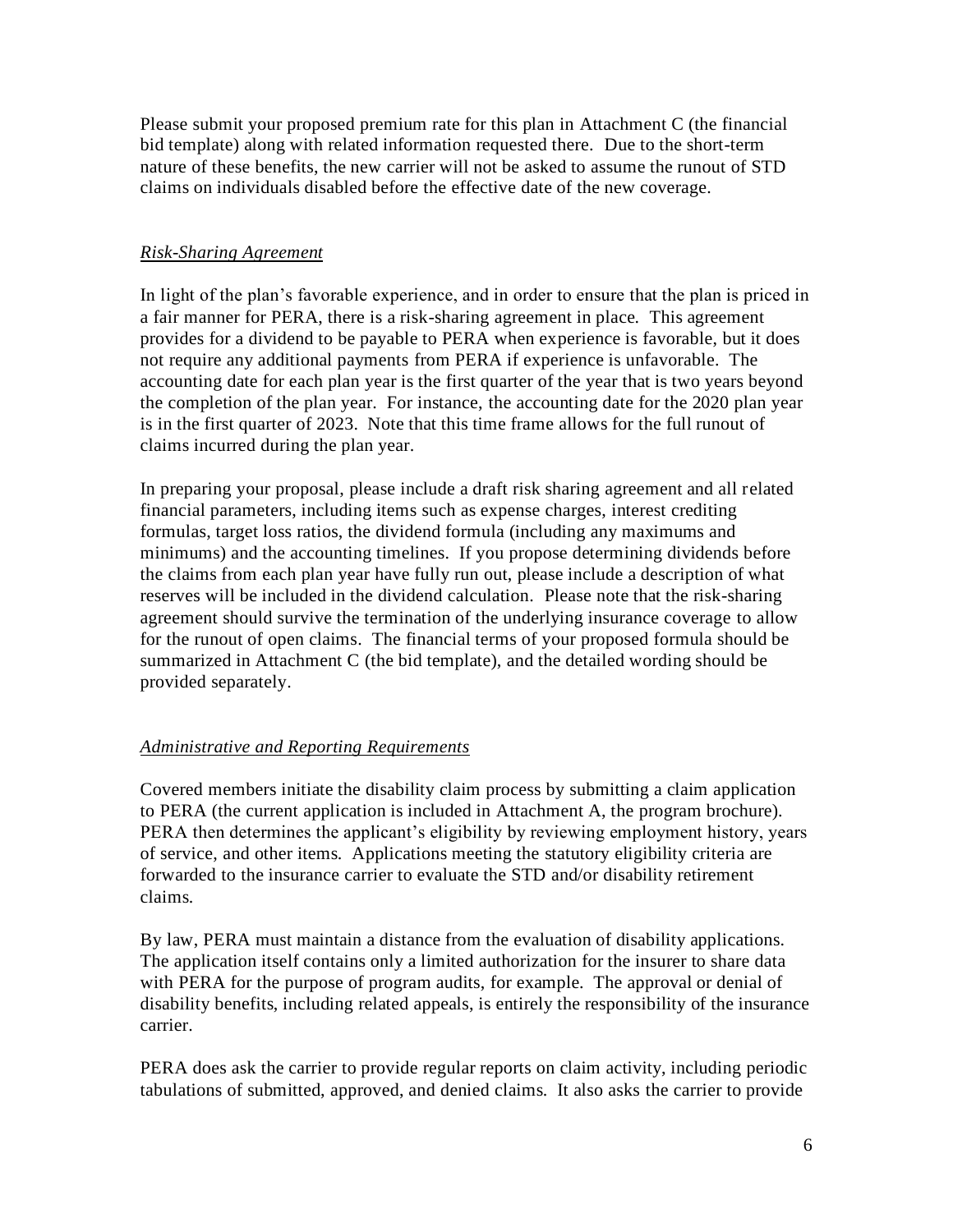Please submit your proposed premium rate for this plan in Attachment C (the financial bid template) along with related information requested there. Due to the short-term nature of these benefits, the new carrier will not be asked to assume the runout of STD claims on individuals disabled before the effective date of the new coverage.

*Risk-Sharing Agreement*

In light of the plan's favorable experience, and in order to ensure that the plan is priced in a fair manner for PERA, there is a risk-sharing agreement in place. This agreement provides for a dividend to be payable to PERA when experience is favorable, but it does not require any additional payments from PERA if experience is unfavorable. The accounting date for each plan year is the first quarter of the year that is two years beyond the completion of the plan year. For instance, the accounting date for the 2020 plan year is in the first quarter of 2023. Note that this time frame allows for the full runout of claims incurred during the plan year.

In preparing your proposal, please include a draft risk sharing agreement and all related financial parameters, including items such as expense charges, interest crediting formulas, target loss ratios, the dividend formula (including any maximums and minimums) and the accounting timelines. If you propose determining dividends before the claims from each plan year have fully run out, please include a description of what reserves will be included in the dividend calculation. Please note that the risk-sharing agreement should survive the termination of the underlying insurance coverage to allow for the runout of open claims. The financial terms of your proposed formula should be summarized in Attachment C (the bid template), and the detailed wording should be provided separately.

*Administrative and Reporting Requirements*

Covered members initiate the disability claim process by submitting a claim application to PERA (the current application is included in Attachment A, the program brochure). PERA then determines the applicant's eligibility by reviewing employment history, years of service, and other items. Applications meeting the statutory eligibility criteria are forwarded to the insurance carrier to evaluate the STD and/or disability retirement claims.

By law, PERA must maintain a distance from the evaluation of disability applications. The application itself contains only a limited authorization for the insurer to share data with PERA for the purpose of program audits, for example. The approval or denial of disability benefits, including related appeals, is entirely the responsibility of the insurance carrier.

PERA does ask the carrier to provide regular reports on claim activity, including periodic tabulations of submitted, approved, and denied claims. It also asks the carrier to provide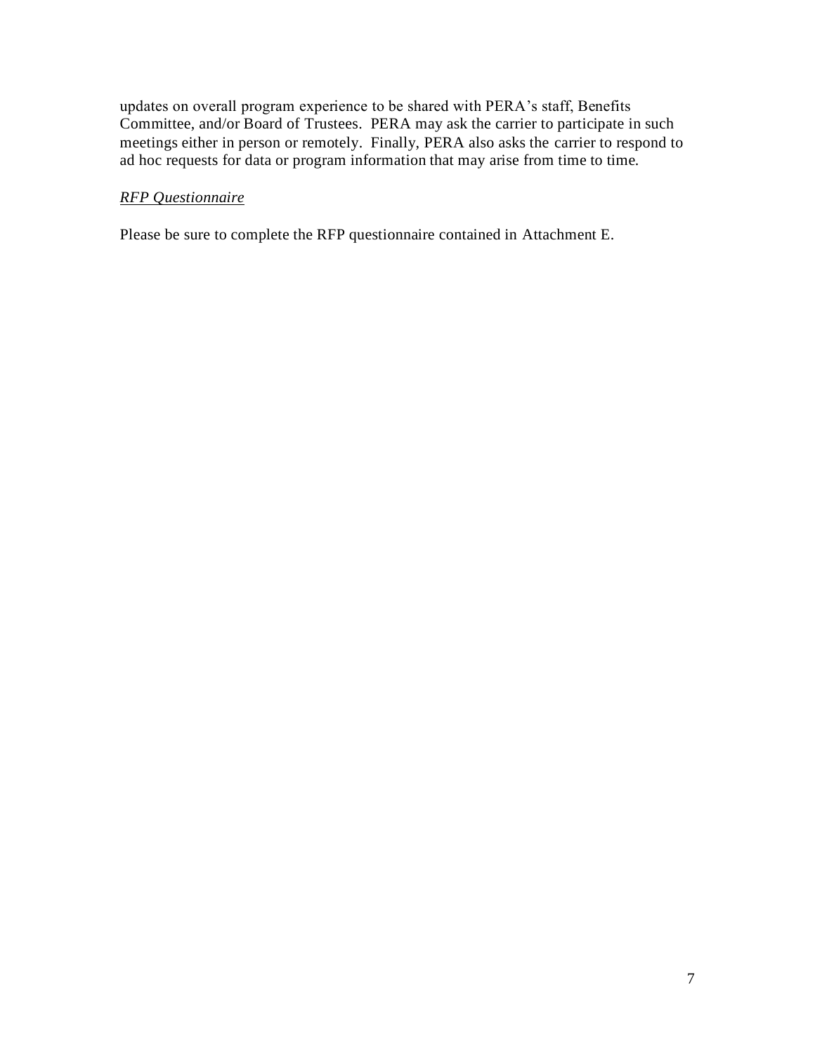updates on overall program experience to be shared with PERA's staff, Benefits Committee, and/or Board of Trustees. PERA may ask the carrier to participate in such meetings either in person or remotely. Finally, PERA also asks the carrier to respond to ad hoc requests for data or program information that may arise from time to time.

*RFP Questionnaire*

Please be sure to complete the RFP questionnaire contained in Attachment E.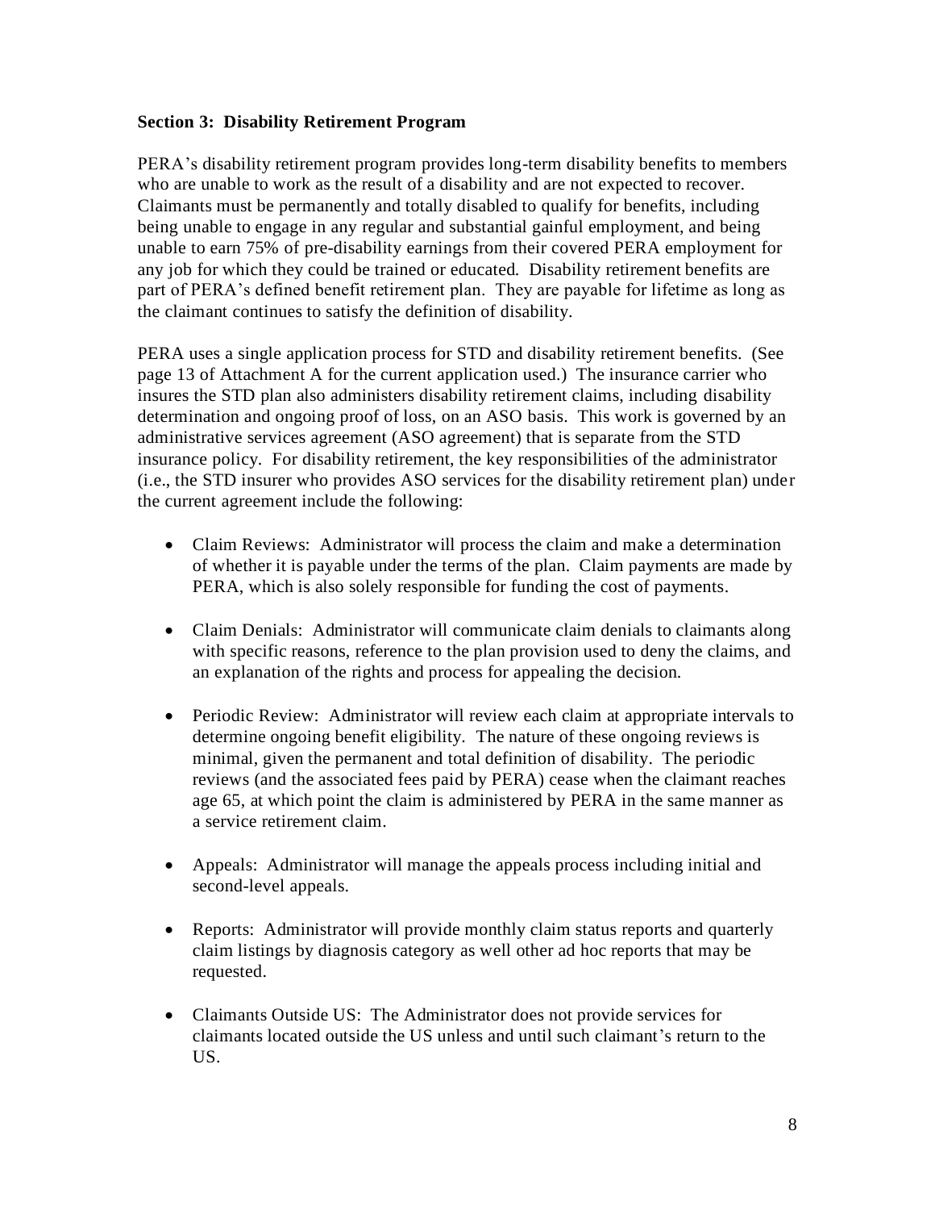### Section 3: Disability Retirement Program

PERA's disability retirement program provides long-term disability benefits to members who are unable to work as the result of a disability and are not expected to recover. Claimants must be permanently and totally disabled to qualify for benefits, including being unable to engage in any regular and substantial gainful employment, and being unable to earn 75% of pre-disability earnings from their covered PERA employment for any job for which they could be trained or educated. Disability retirement benefits are part of PERA's defined benefit retirement plan. They are payable for lifetime as long as the claimant continues to satisfy the definition of disability.

PERA uses a single application process for STD and disability retirement benefits. (See page 13 of Attachment A for the current application used.) The insurance carrier who insures the STD plan also administers disability retirement claims, including disability determination and ongoing proof of loss, on an ASO basis. This work is governed by an administrative services agreement (ASO agreement) that is separate from the STD insurance policy. For disability retirement, the key responsibilities of the administrator (i.e., the STD insurer who provides ASO services for the disability retirement plan) under the current agreement include the following:

- Claim Reviews: Administrator will process the claim and make a determination of whether it is payable under the terms of the plan. Claim payments are made by PERA, which is also solely responsible for funding the cost of payments.
- Claim Denials: Administrator will communicate claim denials to claimants along with specific reasons, reference to the plan provision used to deny the claims, and an explanation of the rights and process for appealing the decision.
- Periodic Review: Administrator will review each claim at appropriate intervals to determine ongoing benefit eligibility. The nature of these ongoing reviews is minimal, given the permanent and total definition of disability. The periodic reviews (and the associated fees paid by PERA) cease when the claimant reaches age 65, at which point the claim is administered by PERA in the same manner as a service retirement claim.
- Appeals: Administrator will manage the appeals process including initial and second-level appeals.
- Reports: Administrator will provide monthly claim status reports and quarterly claim listings by diagnosis category as well other ad hoc reports that may be requested.
- Claimants Outside US: The Administrator does not provide services for claimants located outside the US unless and until such claimant's return to the US.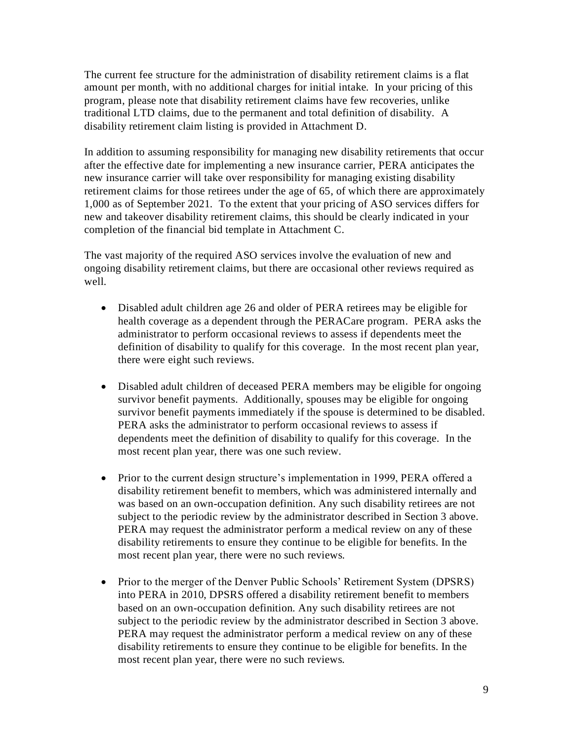The current fee structure for the administration of disability retirement claims is a flat amount per month, with no additional charges for initial intake. In your pricing of this program, please note that disability retirement claims have few recoveries, unlike traditional LTD claims, due to the permanent and total definition of disability. A disability retirement claim listing is provided in Attachment D.

In addition to assuming responsibility for managing new disability retirements that occur after the effective date for implementing a new insurance carrier, PERA anticipates the new insurance carrier will take over responsibility for managing existing disability retirement claims for those retirees under the age of 65, of which there are approximately 1,000 as of September 2021. To the extent that your pricing of ASO services differs for new and takeover disability retirement claims, this should be clearly indicated in your completion of the financial bid template in Attachment C.

The vast majority of the required ASO services involve the evaluation of new and ongoing disability retirement claims, but there are occasional other reviews required as well.

- Disabled adult children age 26 and older of PERA retirees may be eligible for health coverage as a dependent through the PERACare program. PERA asks the administrator to perform occasional reviews to assess if dependents meet the definition of disability to qualify for this coverage. In the most recent plan year, there were eight such reviews.

- Disabled adult children of deceased PERA members may be eligible for ongoing survivor benefit payments. Additionally, spouses may be eligible for ongoing survivor benefit payments immediately if the spouse is determined to be disabled. PERA asks the administrator to perform occasional reviews to assess if dependents meet the definition of disability to qualify for this coverage. In the most recent plan year, there was one such review.

- Prior to the current design structure's implementation in 1999, PERA offered a disability retirement benefit to members, which was administered internally and was based on an own-occupation definition. Any such disability retirees are not subject to the periodic review by the administrator described in Section 3 above. PERA may request the administrator perform a medical review on any of these disability retirements to ensure they continue to be eligible for benefits. In the most recent plan year, there were no such reviews.

- Prior to the merger of the Denver Public Schools' Retirement System (DPSRS) into PERA in 2010, DPSRS offered a disability retirement benefit to members based on an own-occupation definition. Any such disability retirees are not subject to the periodic review by the administrator described in Section 3 above. PERA may request the administrator perform a medical review on any of these disability retirements to ensure they continue to be eligible for benefits. In the most recent plan year, there were no such reviews.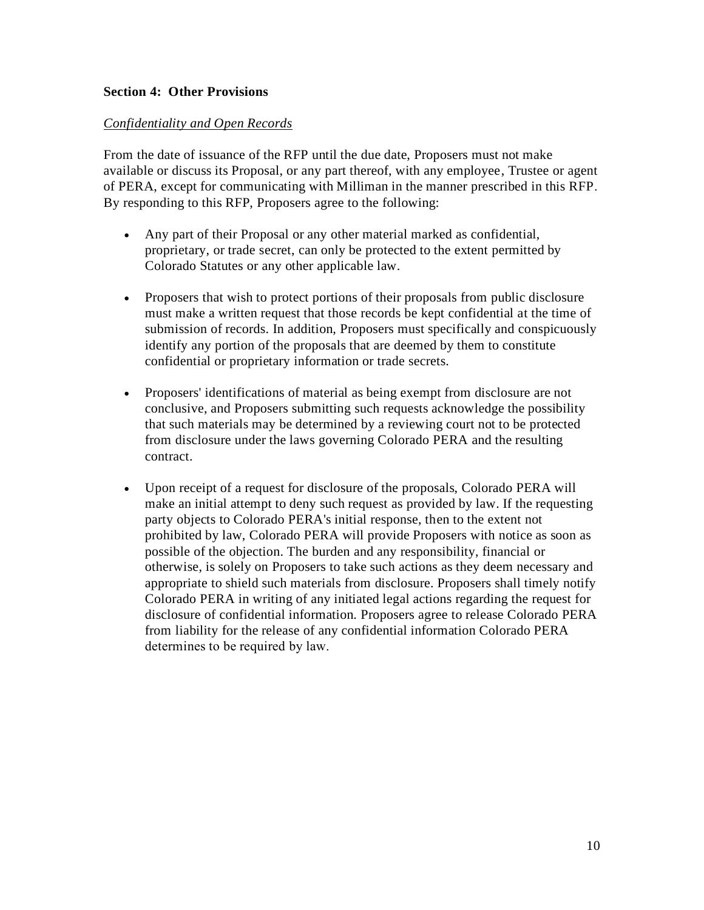## Section 4: Other Provisions

*Confidentiality and Open Records*

From the date of issuance of the RFP until the due date, Proposers must not make available or discuss its Proposal, or any part thereof, with any employee, Trustee or agent of PERA, except for communicating with Milliman in the manner prescribed in this RFP. By responding to this RFP, Proposers agree to the following:

- Any part of their Proposal or any other material marked as confidential, proprietary, or trade secret, can only be protected to the extent permitted by Colorado Statutes or any other applicable law.
- Proposers that wish to protect portions of their proposals from public disclosure must make a written request that those records be kept confidential at the time of submission of records. In addition, Proposers must specifically and conspicuously identify any portion of the proposals that are deemed by them to constitute confidential or proprietary information or trade secrets.
- Proposers' identifications of material as being exempt from disclosure are not conclusive, and Proposers submitting such requests acknowledge the possibility that such materials may be determined by a reviewing court not to be protected from disclosure under the laws governing Colorado PERA and the resulting contract.
- Upon receipt of a request for disclosure of the proposals, Colorado PERA will make an initial attempt to deny such request as provided by law. If the requesting party objects to Colorado PERA's initial response, then to the extent not prohibited by law, Colorado PERA will provide Proposers with notice as soon as possible of the objection. The burden and any responsibility, financial or otherwise, is solely on Proposers to take such actions as they deem necessary and appropriate to shield such materials from disclosure. Proposers shall timely notify Colorado PERA in writing of any initiated legal actions regarding the request for disclosure of confidential information. Proposers agree to release Colorado PERA from liability for the release of any confidential information Colorado PERA determines to be required by law.